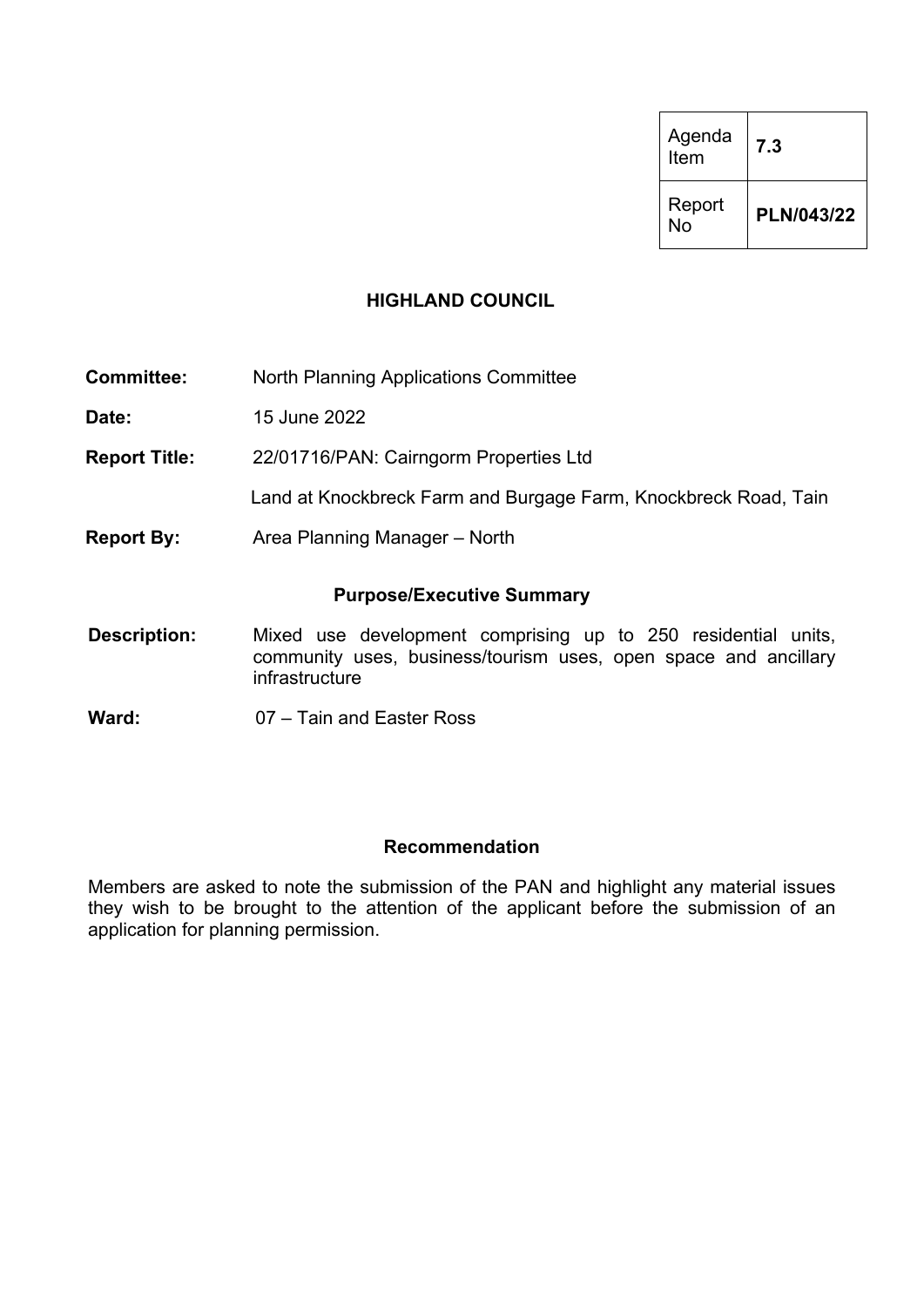| Agenda Item | 7.3 |
|---|---|
| Report No | **PLN/043/22** |

# HIGHLAND COUNCIL

**Committee:** North Planning Applications Committee

**Date:** 15 June 2022

**Report Title:** 22/01716/PAN: Cairngorm Properties Ltd

Land at Knockbreck Farm and Burgage Farm, Knockbreck Road, Tain

**Report By:** Area Planning Manager – North

## Purpose/Executive Summary

**Description:** Mixed use development comprising up to 250 residential units, community uses, business/tourism uses, open space and ancillary infrastructure

**Ward:** 07 – Tain and Easter Ross

## Recommendation

Members are asked to note the submission of the PAN and highlight any material issues they wish to be brought to the attention of the applicant before the submission of an application for planning permission.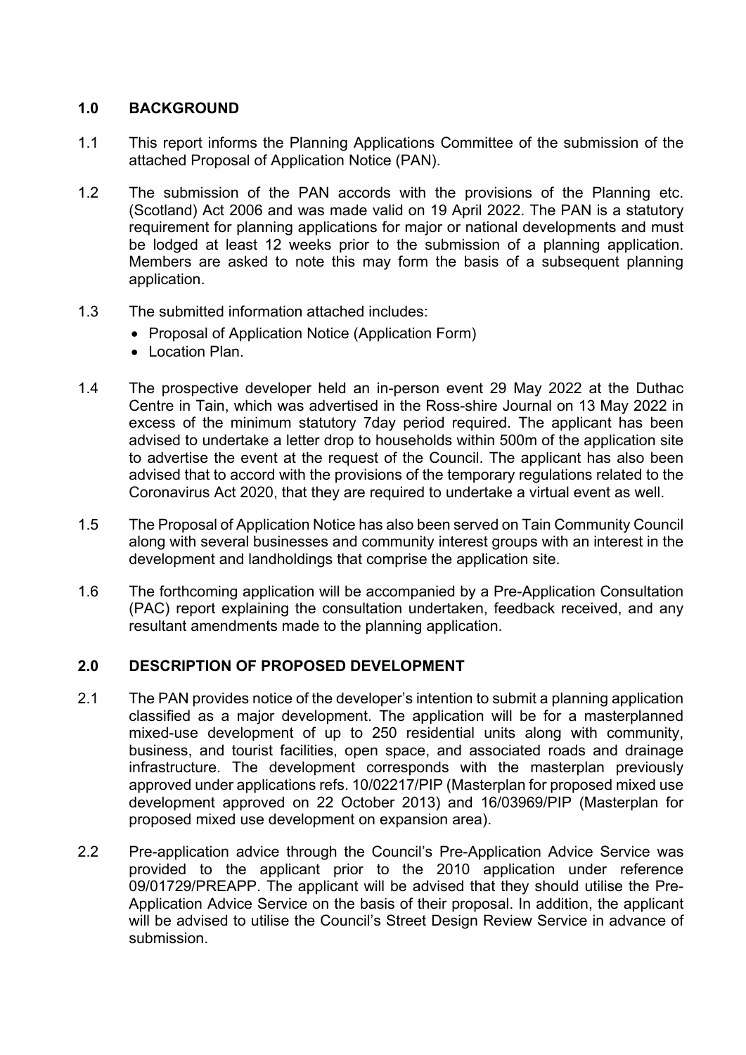## 1.0 BACKGROUND

1.1 This report informs the Planning Applications Committee of the submission of the attached Proposal of Application Notice (PAN).

1.2 The submission of the PAN accords with the provisions of the Planning etc. (Scotland) Act 2006 and was made valid on 19 April 2022. The PAN is a statutory requirement for planning applications for major or national developments and must be lodged at least 12 weeks prior to the submission of a planning application. Members are asked to note this may form the basis of a subsequent planning application.

1.3 The submitted information attached includes:

- Proposal of Application Notice (Application Form)
- Location Plan.

1.4 The prospective developer held an in-person event 29 May 2022 at the Duthac Centre in Tain, which was advertised in the Ross-shire Journal on 13 May 2022 in excess of the minimum statutory 7day period required. The applicant has been advised to undertake a letter drop to households within 500m of the application site to advertise the event at the request of the Council. The applicant has also been advised that to accord with the provisions of the temporary regulations related to the Coronavirus Act 2020, that they are required to undertake a virtual event as well.

1.5 The Proposal of Application Notice has also been served on Tain Community Council along with several businesses and community interest groups with an interest in the development and landholdings that comprise the application site.

1.6 The forthcoming application will be accompanied by a Pre-Application Consultation (PAC) report explaining the consultation undertaken, feedback received, and any resultant amendments made to the planning application.

## 2.0 DESCRIPTION OF PROPOSED DEVELOPMENT

2.1 The PAN provides notice of the developer's intention to submit a planning application classified as a major development. The application will be for a masterplanned mixed-use development of up to 250 residential units along with community, business, and tourist facilities, open space, and associated roads and drainage infrastructure. The development corresponds with the masterplan previously approved under applications refs. 10/02217/PIP (Masterplan for proposed mixed use development approved on 22 October 2013) and 16/03969/PIP (Masterplan for proposed mixed use development on expansion area).

2.2 Pre-application advice through the Council's Pre-Application Advice Service was provided to the applicant prior to the 2010 application under reference 09/01729/PREAPP. The applicant will be advised that they should utilise the Pre-Application Advice Service on the basis of their proposal. In addition, the applicant will be advised to utilise the Council's Street Design Review Service in advance of submission.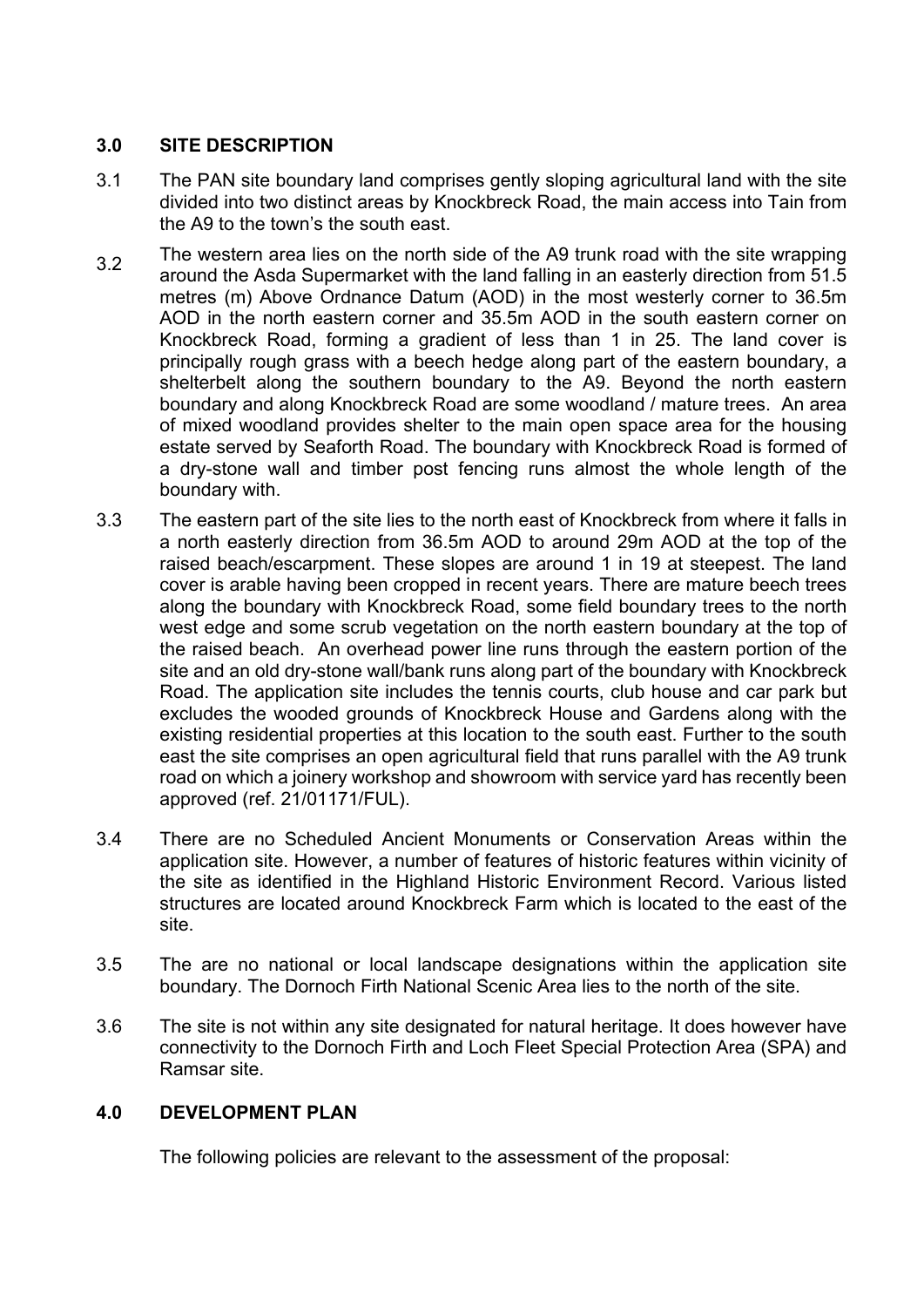## 3.0 SITE DESCRIPTION

3.1 The PAN site boundary land comprises gently sloping agricultural land with the site divided into two distinct areas by Knockbreck Road, the main access into Tain from the A9 to the town's the south east.

3.2 The western area lies on the north side of the A9 trunk road with the site wrapping around the Asda Supermarket with the land falling in an easterly direction from 51.5 metres (m) Above Ordnance Datum (AOD) in the most westerly corner to 36.5m AOD in the north eastern corner and 35.5m AOD in the south eastern corner on Knockbreck Road, forming a gradient of less than 1 in 25. The land cover is principally rough grass with a beech hedge along part of the eastern boundary, a shelterbelt along the southern boundary to the A9. Beyond the north eastern boundary and along Knockbreck Road are some woodland / mature trees. An area of mixed woodland provides shelter to the main open space area for the housing estate served by Seaforth Road. The boundary with Knockbreck Road is formed of a dry-stone wall and timber post fencing runs almost the whole length of the boundary with.

3.3 The eastern part of the site lies to the north east of Knockbreck from where it falls in a north easterly direction from 36.5m AOD to around 29m AOD at the top of the raised beach/escarpment. These slopes are around 1 in 19 at steepest. The land cover is arable having been cropped in recent years. There are mature beech trees along the boundary with Knockbreck Road, some field boundary trees to the north west edge and some scrub vegetation on the north eastern boundary at the top of the raised beach. An overhead power line runs through the eastern portion of the site and an old dry-stone wall/bank runs along part of the boundary with Knockbreck Road. The application site includes the tennis courts, club house and car park but excludes the wooded grounds of Knockbreck House and Gardens along with the existing residential properties at this location to the south east. Further to the south east the site comprises an open agricultural field that runs parallel with the A9 trunk road on which a joinery workshop and showroom with service yard has recently been approved (ref. 21/01171/FUL).

3.4 There are no Scheduled Ancient Monuments or Conservation Areas within the application site. However, a number of features of historic features within vicinity of the site as identified in the Highland Historic Environment Record. Various listed structures are located around Knockbreck Farm which is located to the east of the site.

3.5 The are no national or local landscape designations within the application site boundary. The Dornoch Firth National Scenic Area lies to the north of the site.

3.6 The site is not within any site designated for natural heritage. It does however have connectivity to the Dornoch Firth and Loch Fleet Special Protection Area (SPA) and Ramsar site.

## 4.0 DEVELOPMENT PLAN

The following policies are relevant to the assessment of the proposal: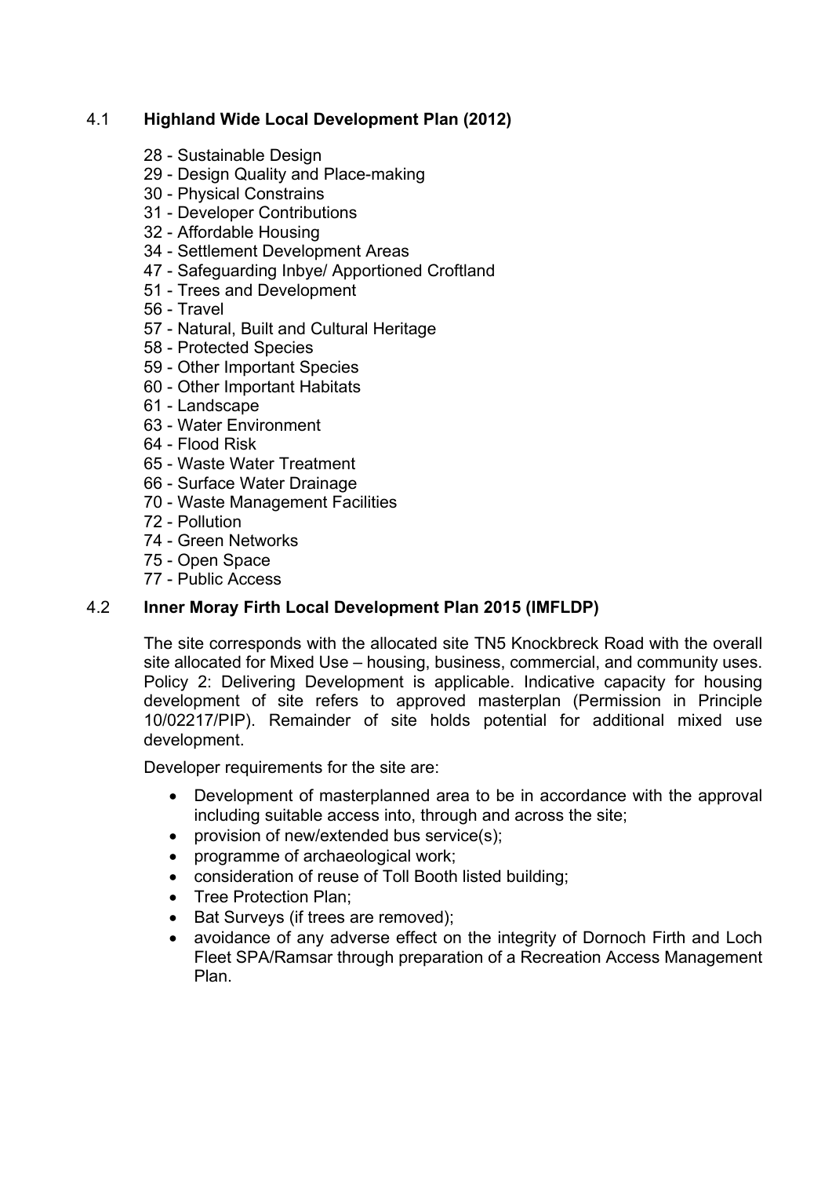### 4.1 **Highland Wide Local Development Plan (2012)**

28 - Sustainable Design
29 - Design Quality and Place-making
30 - Physical Constrains
31 - Developer Contributions
32 - Affordable Housing
34 - Settlement Development Areas
47 - Safeguarding Inbye/ Apportioned Croftland
51 - Trees and Development
56 - Travel
57 - Natural, Built and Cultural Heritage
58 - Protected Species
59 - Other Important Species
60 - Other Important Habitats
61 - Landscape
63 - Water Environment
64 - Flood Risk
65 - Waste Water Treatment
66 - Surface Water Drainage
70 - Waste Management Facilities
72 - Pollution
74 - Green Networks
75 - Open Space
77 - Public Access

### 4.2 **Inner Moray Firth Local Development Plan 2015 (IMFLDP)**

The site corresponds with the allocated site TN5 Knockbreck Road with the overall site allocated for Mixed Use – housing, business, commercial, and community uses. Policy 2: Delivering Development is applicable. Indicative capacity for housing development of site refers to approved masterplan (Permission in Principle 10/02217/PIP). Remainder of site holds potential for additional mixed use development.

Developer requirements for the site are:

- Development of masterplanned area to be in accordance with the approval including suitable access into, through and across the site;
- provision of new/extended bus service(s);
- programme of archaeological work;
- consideration of reuse of Toll Booth listed building;
- Tree Protection Plan;
- Bat Surveys (if trees are removed);
- avoidance of any adverse effect on the integrity of Dornoch Firth and Loch Fleet SPA/Ramsar through preparation of a Recreation Access Management Plan.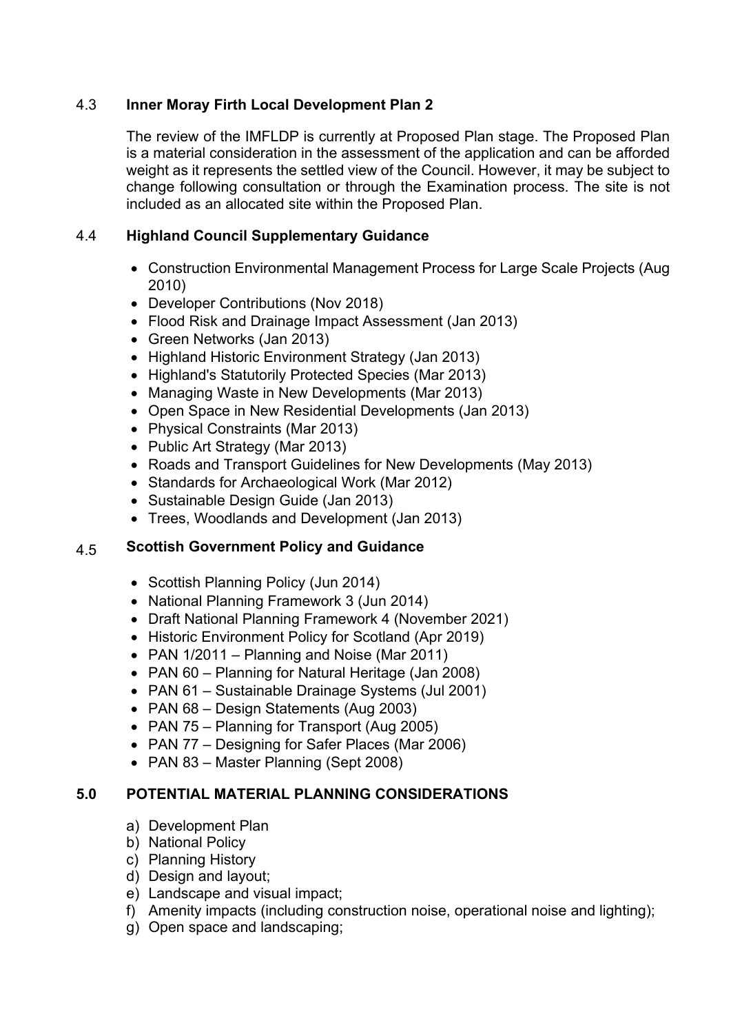### 4.3 Inner Moray Firth Local Development Plan 2

The review of the IMFLDP is currently at Proposed Plan stage. The Proposed Plan is a material consideration in the assessment of the application and can be afforded weight as it represents the settled view of the Council. However, it may be subject to change following consultation or through the Examination process. The site is not included as an allocated site within the Proposed Plan.

### 4.4 Highland Council Supplementary Guidance

- Construction Environmental Management Process for Large Scale Projects (Aug 2010)
- Developer Contributions (Nov 2018)
- Flood Risk and Drainage Impact Assessment (Jan 2013)
- Green Networks (Jan 2013)
- Highland Historic Environment Strategy (Jan 2013)
- Highland's Statutorily Protected Species (Mar 2013)
- Managing Waste in New Developments (Mar 2013)
- Open Space in New Residential Developments (Jan 2013)
- Physical Constraints (Mar 2013)
- Public Art Strategy (Mar 2013)
- Roads and Transport Guidelines for New Developments (May 2013)
- Standards for Archaeological Work (Mar 2012)
- Sustainable Design Guide (Jan 2013)
- Trees, Woodlands and Development (Jan 2013)

### 4.5 Scottish Government Policy and Guidance

- Scottish Planning Policy (Jun 2014)
- National Planning Framework 3 (Jun 2014)
- Draft National Planning Framework 4 (November 2021)
- Historic Environment Policy for Scotland (Apr 2019)
- PAN 1/2011 – Planning and Noise (Mar 2011)
- PAN 60 – Planning for Natural Heritage (Jan 2008)
- PAN 61 – Sustainable Drainage Systems (Jul 2001)
- PAN 68 – Design Statements (Aug 2003)
- PAN 75 – Planning for Transport (Aug 2005)
- PAN 77 – Designing for Safer Places (Mar 2006)
- PAN 83 – Master Planning (Sept 2008)

## 5.0 POTENTIAL MATERIAL PLANNING CONSIDERATIONS

a) Development Plan
b) National Policy
c) Planning History
d) Design and layout;
e) Landscape and visual impact;
f) Amenity impacts (including construction noise, operational noise and lighting);
g) Open space and landscaping;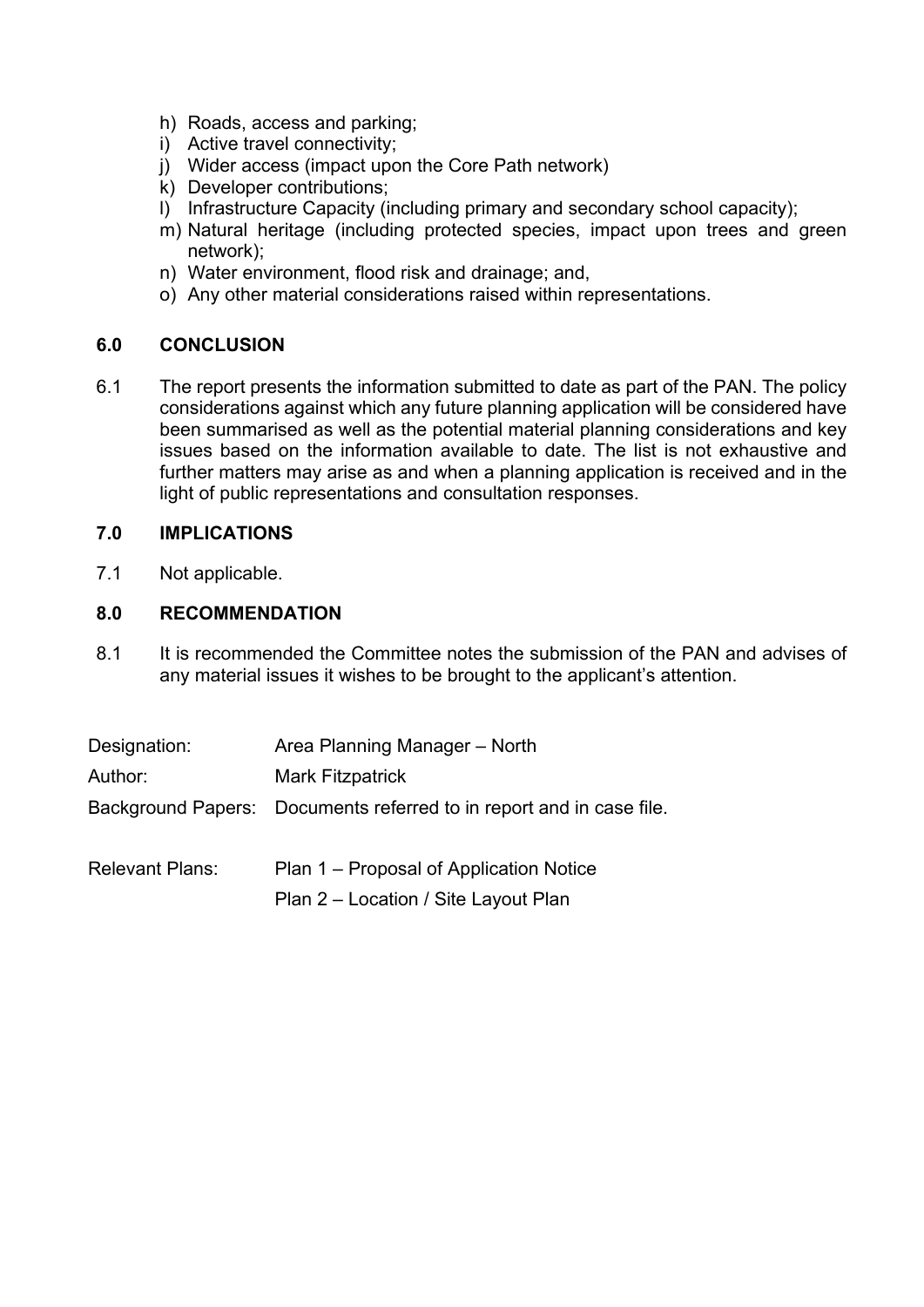h) Roads, access and parking;
i) Active travel connectivity;
j) Wider access (impact upon the Core Path network)
k) Developer contributions;
l) Infrastructure Capacity (including primary and secondary school capacity);
m) Natural heritage (including protected species, impact upon trees and green network);
n) Water environment, flood risk and drainage; and,
o) Any other material considerations raised within representations.

## 6.0 CONCLUSION

6.1 The report presents the information submitted to date as part of the PAN. The policy considerations against which any future planning application will be considered have been summarised as well as the potential material planning considerations and key issues based on the information available to date. The list is not exhaustive and further matters may arise as and when a planning application is received and in the light of public representations and consultation responses.

## 7.0 IMPLICATIONS

7.1 Not applicable.

## 8.0 RECOMMENDATION

8.1 It is recommended the Committee notes the submission of the PAN and advises of any material issues it wishes to be brought to the applicant's attention.

| | |
|---|---|
| Designation: | Area Planning Manager – North |
| Author: | Mark Fitzpatrick |
| Background Papers: | Documents referred to in report and in case file. |
| Relevant Plans: | Plan 1 – Proposal of Application Notice |
| | Plan 2 – Location / Site Layout Plan |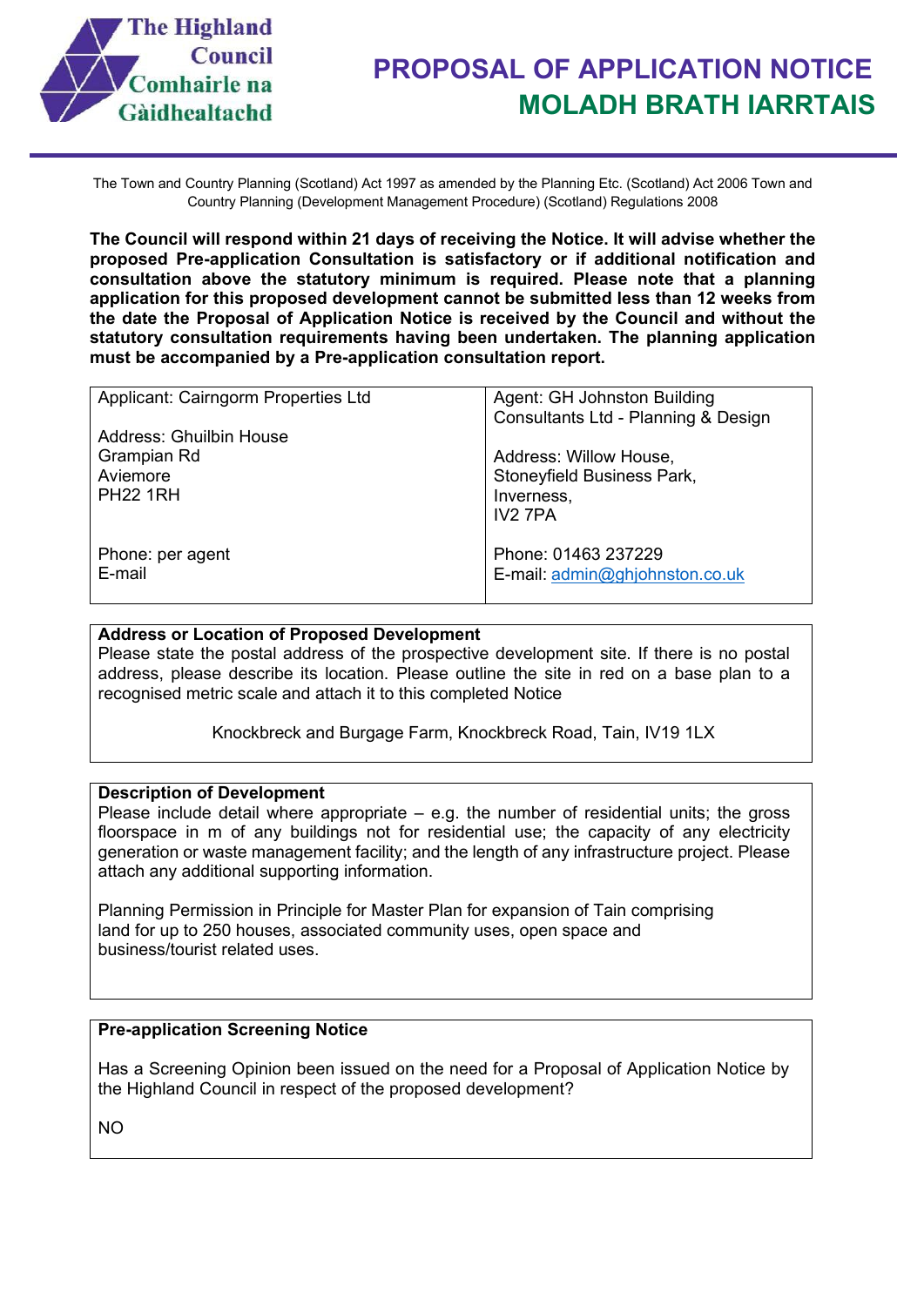The Highland Council
Comhairle na Gàidhealtachd

# PROPOSAL OF APPLICATION NOTICE
# MOLADH BRATH IARRTAIS

The Town and Country Planning (Scotland) Act 1997 as amended by the Planning Etc. (Scotland) Act 2006 Town and Country Planning (Development Management Procedure) (Scotland) Regulations 2008

**The Council will respond within 21 days of receiving the Notice. It will advise whether the proposed Pre-application Consultation is satisfactory or if additional notification and consultation above the statutory minimum is required. Please note that a planning application for this proposed development cannot be submitted less than 12 weeks from the date the Proposal of Application Notice is received by the Council and without the statutory consultation requirements having been undertaken. The planning application must be accompanied by a Pre-application consultation report.**

| Applicant: Cairngorm Properties Ltd | Agent: GH Johnston Building Consultants Ltd - Planning & Design |
| --- | --- |
| Address: Ghuilbin House<br>Grampian Rd<br>Aviemore<br>PH22 1RH | Address: Willow House,<br>Stoneyfield Business Park,<br>Inverness,<br>IV2 7PA |
| Phone: per agent<br>E-mail | Phone: 01463 237229<br>E-mail: admin@ghjohnston.co.uk |

**Address or Location of Proposed Development**

Please state the postal address of the prospective development site. If there is no postal address, please describe its location. Please outline the site in red on a base plan to a recognised metric scale and attach it to this completed Notice

Knockbreck and Burgage Farm, Knockbreck Road, Tain, IV19 1LX

**Description of Development**

Please include detail where appropriate – e.g. the number of residential units; the gross floorspace in m of any buildings not for residential use; the capacity of any electricity generation or waste management facility; and the length of any infrastructure project. Please attach any additional supporting information.

Planning Permission in Principle for Master Plan for expansion of Tain comprising land for up to 250 houses, associated community uses, open space and business/tourist related uses.

**Pre-application Screening Notice**

Has a Screening Opinion been issued on the need for a Proposal of Application Notice by the Highland Council in respect of the proposed development?

NO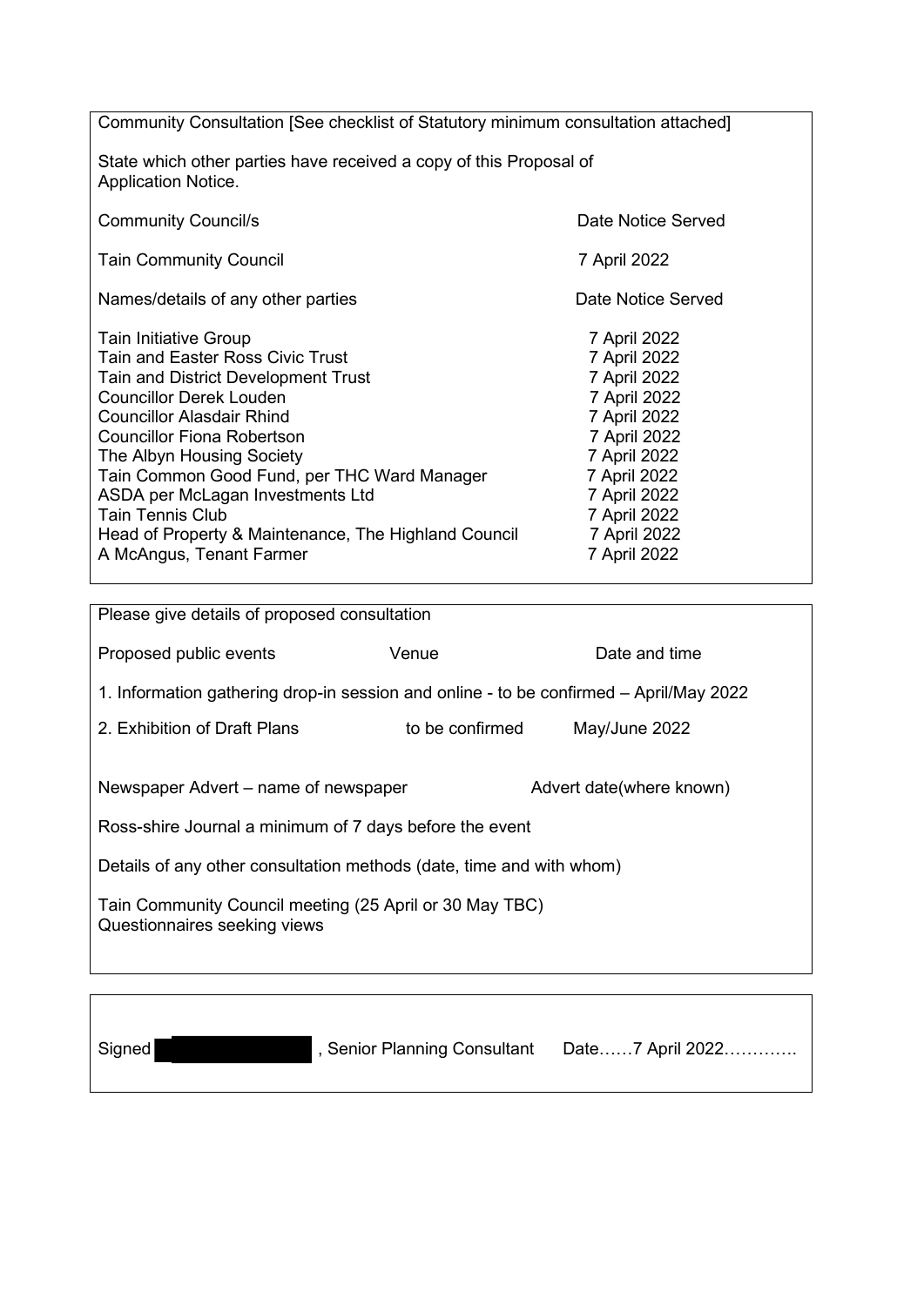Community Consultation [See checklist of Statutory minimum consultation attached]

State which other parties have received a copy of this Proposal of Application Notice.

| Community Council/s | Date Notice Served |
|---|---|
| Tain Community Council | 7 April 2022 |

| Names/details of any other parties | Date Notice Served |
|---|---|
| Tain Initiative Group | 7 April 2022 |
| Tain and Easter Ross Civic Trust | 7 April 2022 |
| Tain and District Development Trust | 7 April 2022 |
| Councillor Derek Louden | 7 April 2022 |
| Councillor Alasdair Rhind | 7 April 2022 |
| Councillor Fiona Robertson | 7 April 2022 |
| The Albyn Housing Society | 7 April 2022 |
| Tain Common Good Fund, per THC Ward Manager | 7 April 2022 |
| ASDA per McLagan Investments Ltd | 7 April 2022 |
| Tain Tennis Club | 7 April 2022 |
| Head of Property & Maintenance, The Highland Council | 7 April 2022 |
| A McAngus, Tenant Farmer | 7 April 2022 |

Please give details of proposed consultation

| Proposed public events | Venue | Date and time |
|---|---|---|
| 1. Information gathering drop-in session and online - to be confirmed – April/May 2022 | | |
| 2. Exhibition of Draft Plans | to be confirmed | May/June 2022 |

| Newspaper Advert – name of newspaper | Advert date(where known) |
|---|---|
| Ross-shire Journal a minimum of 7 days before the event | |

Details of any other consultation methods (date, time and with whom)

Tain Community Council meeting (25 April or 30 May TBC)
Questionnaires seeking views

Signed [redacted], Senior Planning Consultant Date……7 April 2022………….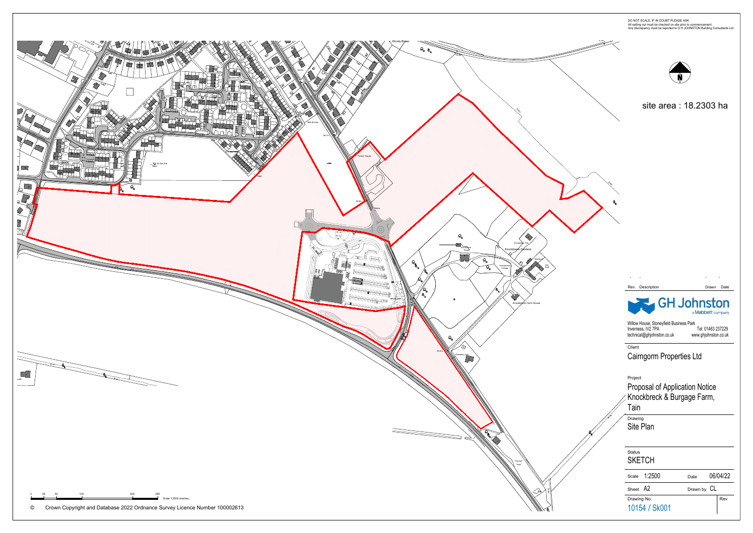DO NOT SCALE, IF IN DOUBT PLEASE ASK
All setting out must be checked on site prior to commencement.
Any discrepancy must be reported to G H JOHNSTON Building Consultants Ltd

site area : 18.2303 ha

| Rev. | Description | Drawn | Date |
| --- | --- | --- | --- |

GH Johnston
a Mabbett company

Willow House, Stoneyfield Business Park
Inverness, IV2 7PA
Tel: 01463 237229
technical@ghjohnston.co.uk
www.ghjohnston.co.uk

Client
Cairngorm Properties Ltd

Project
Proposal of Application Notice
Knockbreck & Burgage Farm, Tain

Drawing
Site Plan

Status
SKETCH

Scale 1:2500
Date 06/04/22
Sheet A2
Drawn by CL
Drawing No:
10154 / Sk001
Rev

0 25 50 100 200 250
Scale 1:2500 (metres)

© Crown Copyright and Database 2022 Ordnance Survey Licence Number 100002613